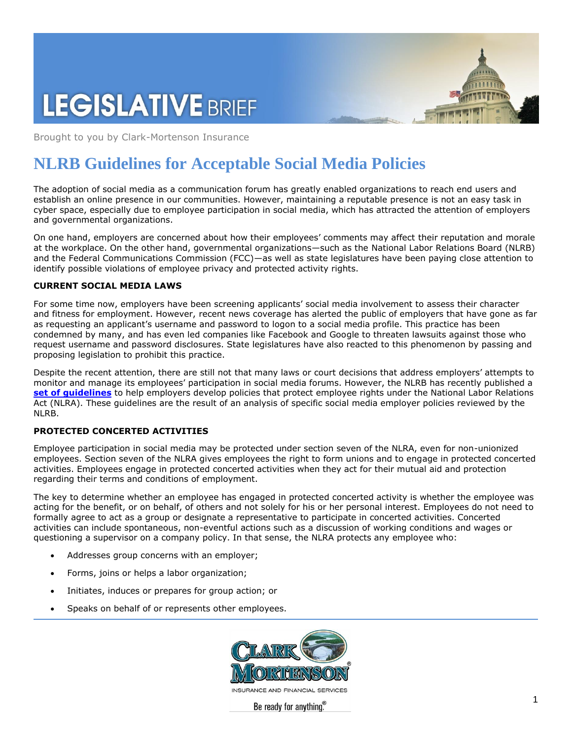# LEGISLATIVE BRIEF

Brought to you by Clark-Mortenson Insurance

## NLRB Guidelines for Acceptable Social Media Policies

The adoption of social media as a communication forum has greatly enabled organizations to reach end users and establish an online presence in our communities. However, maintaining a reputable presence is not an easy task in cyber space, especially due to employee participation in social media, which has attracted the attention of employers and governmental organizations.

On one hand, employers are concerned about how their employees' comments may affect their reputation and morale at the workplace. On the other hand, governmental organizations—such as the National Labor Relations Board (NLRB) and the Federal Communications Commission (FCC)—as well as state legislatures have been paying close attention to identify possible violations of employee privacy and protected activity rights.

### CURRENT SOCIAL MEDIA LAWS

For some time now, employers have been screening applicants' social media involvement to assess their character and fitness for employment. However, recent news coverage has alerted the public of employers that have gone as far as requesting an applicant's username and password to logon to a social media profile. This practice has been condemned by many, and has even led companies like Facebook and Google to threaten lawsuits against those who request username and password disclosures. State legislatures have also reacted to this phenomenon by passing and proposing legislation to prohibit this practice.

Despite the recent attention, there are still not that many laws or court decisions that address employers' attempts to monitor and manage its employees' participation in social media forums. However, the NLRB has recently published a **set of guidelines** to help employers develop policies that protect employee rights under the National Labor Relations Act (NLRA). These guidelines are the result of an analysis of specific social media employer policies reviewed by the NLRB.

### PROTECTED CONCERTED ACTIVITIES

Employee participation in social media may be protected under section seven of the NLRA, even for non-unionized employees. Section seven of the NLRA gives employees the right to form unions and to engage in protected concerted activities. Employees engage in protected concerted activities when they act for their mutual aid and protection regarding their terms and conditions of employment.

The key to determine whether an employee has engaged in protected concerted activity is whether the employee was acting for the benefit, or on behalf, of others and not solely for his or her personal interest. Employees do not need to formally agree to act as a group or designate a representative to participate in concerted activities. Concerted activities can include spontaneous, non-eventful actions such as a discussion of working conditions and wages or questioning a supervisor on a company policy. In that sense, the NLRA protects any employee who:

- Addresses group concerns with an employer;
- Forms, joins or helps a labor organization;
- Initiates, induces or prepares for group action; or
- Speaks on behalf of or represents other employees.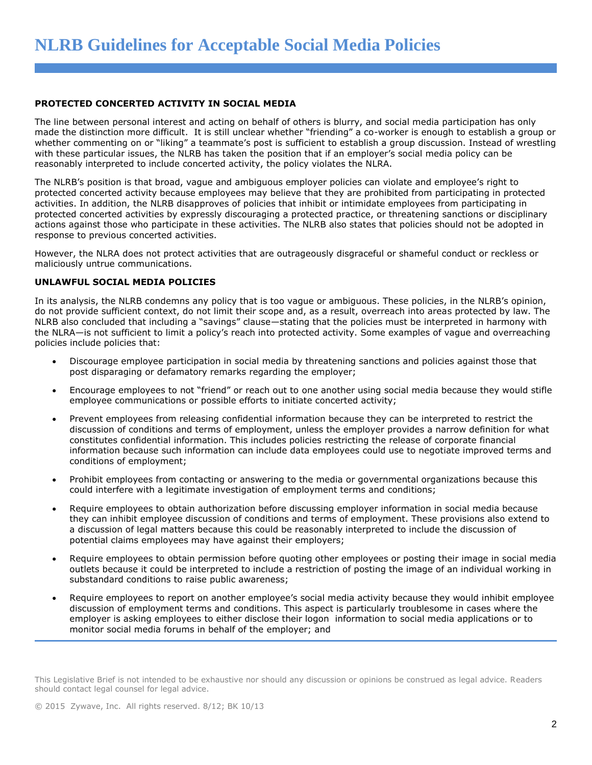# NLRB Guidelines for Acceptable Social Media Policies

**PROTECTED CONCERTED ACTIVITY IN SOCIAL MEDIA**

The line between personal interest and acting on behalf of others is blurry, and social media participation has only made the distinction more difficult. It is still unclear whether "friending" a co-worker is enough to establish a group or whether commenting on or "liking" a teammate's post is sufficient to establish a group discussion. Instead of wrestling with these particular issues, the NLRB has taken the position that if an employer's social media policy can be reasonably interpreted to include concerted activity, the policy violates the NLRA.

The NLRB's position is that broad, vague and ambiguous employer policies can violate and employee's right to protected concerted activity because employees may believe that they are prohibited from participating in protected activities. In addition, the NLRB disapproves of policies that inhibit or intimidate employees from participating in protected concerted activities by expressly discouraging a protected practice, or threatening sanctions or disciplinary actions against those who participate in these activities. The NLRB also states that policies should not be adopted in response to previous concerted activities.

However, the NLRA does not protect activities that are outrageously disgraceful or shameful conduct or reckless or maliciously untrue communications.

**UNLAWFUL SOCIAL MEDIA POLICIES**

In its analysis, the NLRB condemns any policy that is too vague or ambiguous. These policies, in the NLRB's opinion, do not provide sufficient context, do not limit their scope and, as a result, overreach into areas protected by law. The NLRB also concluded that including a "savings" clause—stating that the policies must be interpreted in harmony with the NLRA—is not sufficient to limit a policy's reach into protected activity. Some examples of vague and overreaching policies include policies that:

- Discourage employee participation in social media by threatening sanctions and policies against those that post disparaging or defamatory remarks regarding the employer;
- Encourage employees to not "friend" or reach out to one another using social media because they would stifle employee communications or possible efforts to initiate concerted activity;
- Prevent employees from releasing confidential information because they can be interpreted to restrict the discussion of conditions and terms of employment, unless the employer provides a narrow definition for what constitutes confidential information. This includes policies restricting the release of corporate financial information because such information can include data employees could use to negotiate improved terms and conditions of employment;
- Prohibit employees from contacting or answering to the media or governmental organizations because this could interfere with a legitimate investigation of employment terms and conditions;
- Require employees to obtain authorization before discussing employer information in social media because they can inhibit employee discussion of conditions and terms of employment. These provisions also extend to a discussion of legal matters because this could be reasonably interpreted to include the discussion of potential claims employees may have against their employers;
- Require employees to obtain permission before quoting other employees or posting their image in social media outlets because it could be interpreted to include a restriction of posting the image of an individual working in substandard conditions to raise public awareness;
- Require employees to report on another employee's social media activity because they would inhibit employee discussion of employment terms and conditions. This aspect is particularly troublesome in cases where the employer is asking employees to either disclose their logon information to social media applications or to monitor social media forums in behalf of the employer; and

This Legislative Brief is not intended to be exhaustive nor should any discussion or opinions be construed as legal advice. Readers should contact legal counsel for legal advice.

© 2015 Zywave, Inc. All rights reserved. 8/12; BK 10/13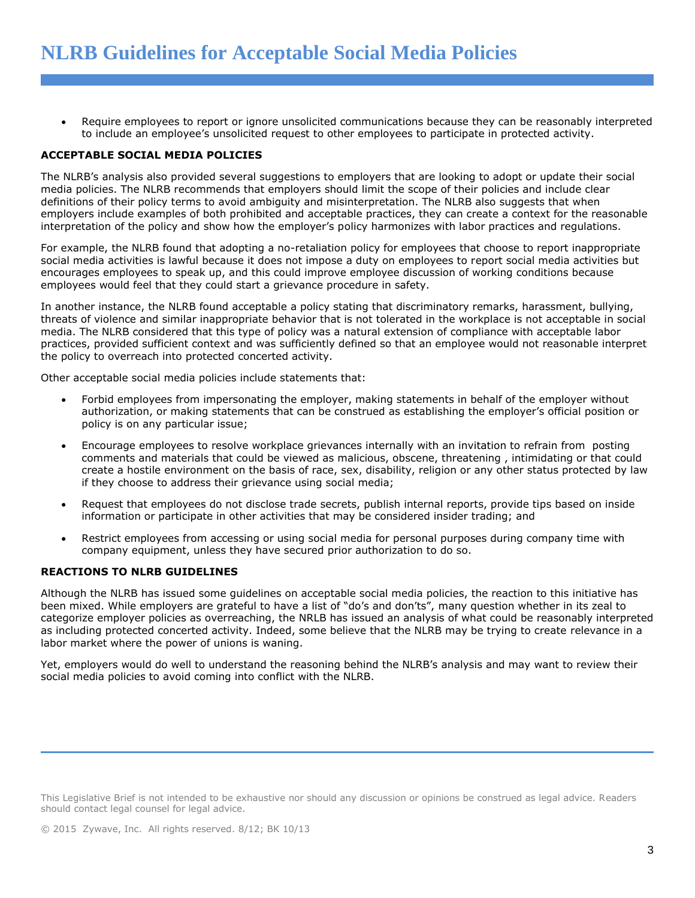- Require employees to report or ignore unsolicited communications because they can be reasonably interpreted to include an employee's unsolicited request to other employees to participate in protected activity.

**ACCEPTABLE SOCIAL MEDIA POLICIES**

The NLRB's analysis also provided several suggestions to employers that are looking to adopt or update their social media policies. The NLRB recommends that employers should limit the scope of their policies and include clear definitions of their policy terms to avoid ambiguity and misinterpretation. The NLRB also suggests that when employers include examples of both prohibited and acceptable practices, they can create a context for the reasonable interpretation of the policy and show how the employer's policy harmonizes with labor practices and regulations.

For example, the NLRB found that adopting a no-retaliation policy for employees that choose to report inappropriate social media activities is lawful because it does not impose a duty on employees to report social media activities but encourages employees to speak up, and this could improve employee discussion of working conditions because employees would feel that they could start a grievance procedure in safety.

In another instance, the NLRB found acceptable a policy stating that discriminatory remarks, harassment, bullying, threats of violence and similar inappropriate behavior that is not tolerated in the workplace is not acceptable in social media. The NLRB considered that this type of policy was a natural extension of compliance with acceptable labor practices, provided sufficient context and was sufficiently defined so that an employee would not reasonable interpret the policy to overreach into protected concerted activity.

Other acceptable social media policies include statements that:

- Forbid employees from impersonating the employer, making statements in behalf of the employer without authorization, or making statements that can be construed as establishing the employer's official position or policy is on any particular issue;
- Encourage employees to resolve workplace grievances internally with an invitation to refrain from posting comments and materials that could be viewed as malicious, obscene, threatening , intimidating or that could create a hostile environment on the basis of race, sex, disability, religion or any other status protected by law if they choose to address their grievance using social media;
- Request that employees do not disclose trade secrets, publish internal reports, provide tips based on inside information or participate in other activities that may be considered insider trading; and
- Restrict employees from accessing or using social media for personal purposes during company time with company equipment, unless they have secured prior authorization to do so.

**REACTIONS TO NLRB GUIDELINES**

Although the NLRB has issued some guidelines on acceptable social media policies, the reaction to this initiative has been mixed. While employers are grateful to have a list of "do's and don'ts", many question whether in its zeal to categorize employer policies as overreaching, the NRLB has issued an analysis of what could be reasonably interpreted as including protected concerted activity. Indeed, some believe that the NLRB may be trying to create relevance in a labor market where the power of unions is waning.

Yet, employers would do well to understand the reasoning behind the NLRB's analysis and may want to review their social media policies to avoid coming into conflict with the NLRB.

This Legislative Brief is not intended to be exhaustive nor should any discussion or opinions be construed as legal advice. Readers should contact legal counsel for legal advice.

© 2015 Zywave, Inc. All rights reserved. 8/12; BK 10/13